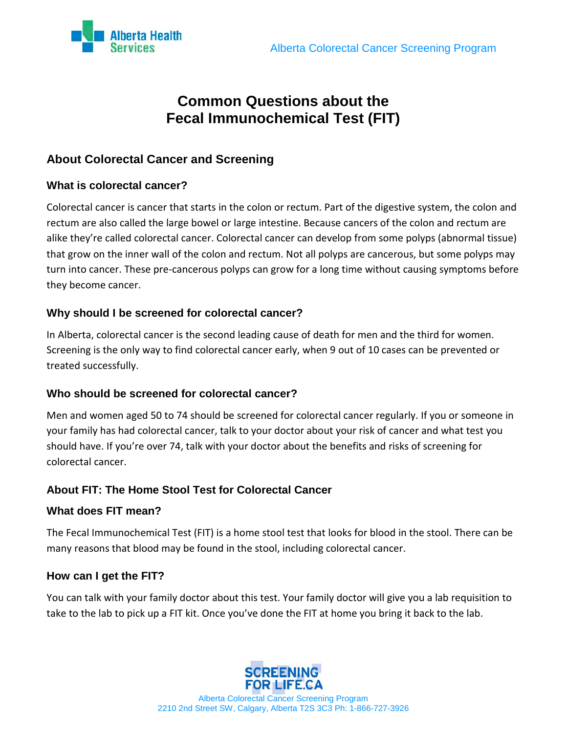# Common Questions about the Fecal Immunochemical Test (FIT)

## About Colorectal Cancer and Screening

### What is colorectal cancer?

Colorectal cancer is cancer that starts in the colon or rectum. Part of the digestive system, the colon and rectum are also called the large bowel or large intestine. Because cancers of the colon and rectum are alike they're called colorectal cancer. Colorectal cancer can develop from some polyps (abnormal tissue) that grow on the inner wall of the colon and rectum. Not all polyps are cancerous, but some polyps may turn into cancer. These pre-cancerous polyps can grow for a long time without causing symptoms before they become cancer.

### Why should I be screened for colorectal cancer?

In Alberta, colorectal cancer is the second leading cause of death for men and the third for women. Screening is the only way to find colorectal cancer early, when 9 out of 10 cases can be prevented or treated successfully.

### Who should be screened for colorectal cancer?

Men and women aged 50 to 74 should be screened for colorectal cancer regularly. If you or someone in your family has had colorectal cancer, talk to your doctor about your risk of cancer and what test you should have. If you're over 74, talk with your doctor about the benefits and risks of screening for colorectal cancer.

## About FIT: The Home Stool Test for Colorectal Cancer

### What does FIT mean?

The Fecal Immunochemical Test (FIT) is a home stool test that looks for blood in the stool. There can be many reasons that blood may be found in the stool, including colorectal cancer.

### How can I get the FIT?

You can talk with your family doctor about this test. Your family doctor will give you a lab requisition to take to the lab to pick up a FIT kit. Once you've done the FIT at home you bring it back to the lab.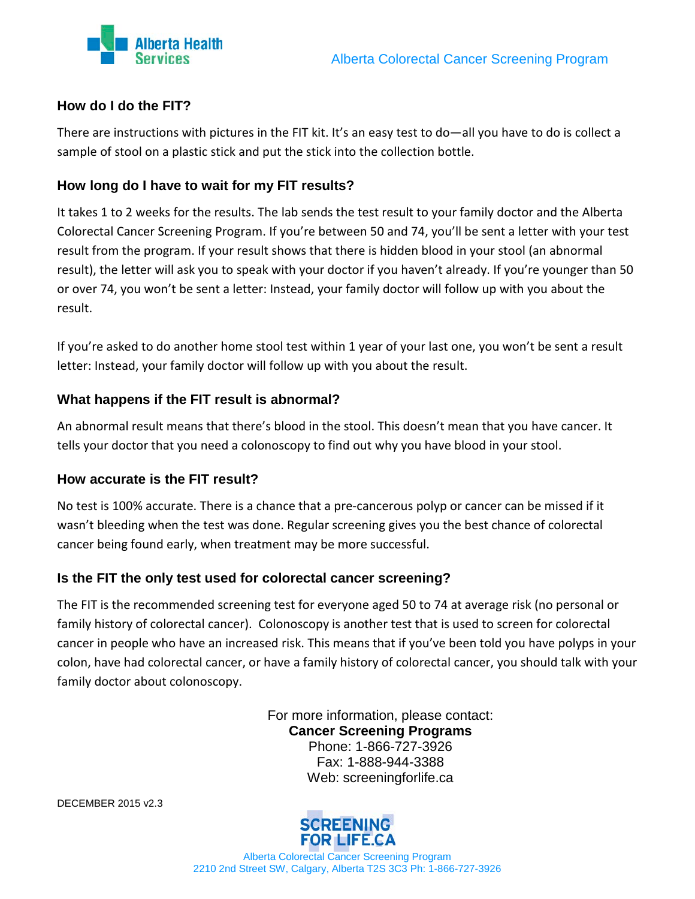## How do I do the FIT?

There are instructions with pictures in the FIT kit. It's an easy test to do—all you have to do is collect a sample of stool on a plastic stick and put the stick into the collection bottle.

## How long do I have to wait for my FIT results?

It takes 1 to 2 weeks for the results. The lab sends the test result to your family doctor and the Alberta Colorectal Cancer Screening Program. If you're between 50 and 74, you'll be sent a letter with your test result from the program. If your result shows that there is hidden blood in your stool (an abnormal result), the letter will ask you to speak with your doctor if you haven't already. If you're younger than 50 or over 74, you won't be sent a letter: Instead, your family doctor will follow up with you about the result.

If you're asked to do another home stool test within 1 year of your last one, you won't be sent a result letter: Instead, your family doctor will follow up with you about the result.

## What happens if the FIT result is abnormal?

An abnormal result means that there's blood in the stool. This doesn't mean that you have cancer. It tells your doctor that you need a colonoscopy to find out why you have blood in your stool.

## How accurate is the FIT result?

No test is 100% accurate. There is a chance that a pre-cancerous polyp or cancer can be missed if it wasn't bleeding when the test was done. Regular screening gives you the best chance of colorectal cancer being found early, when treatment may be more successful.

## Is the FIT the only test used for colorectal cancer screening?

The FIT is the recommended screening test for everyone aged 50 to 74 at average risk (no personal or family history of colorectal cancer). Colonoscopy is another test that is used to screen for colorectal cancer in people who have an increased risk. This means that if you've been told you have polyps in your colon, have had colorectal cancer, or have a family history of colorectal cancer, you should talk with your family doctor about colonoscopy.

For more information, please contact:
**Cancer Screening Programs**
Phone: 1-866-727-3926
Fax: 1-888-944-3388
Web: screeningforlife.ca

DECEMBER 2015 v2.3

SCREENING FOR LIFE.CA

Alberta Colorectal Cancer Screening Program
2210 2nd Street SW, Calgary, Alberta T2S 3C3 Ph: 1-866-727-3926